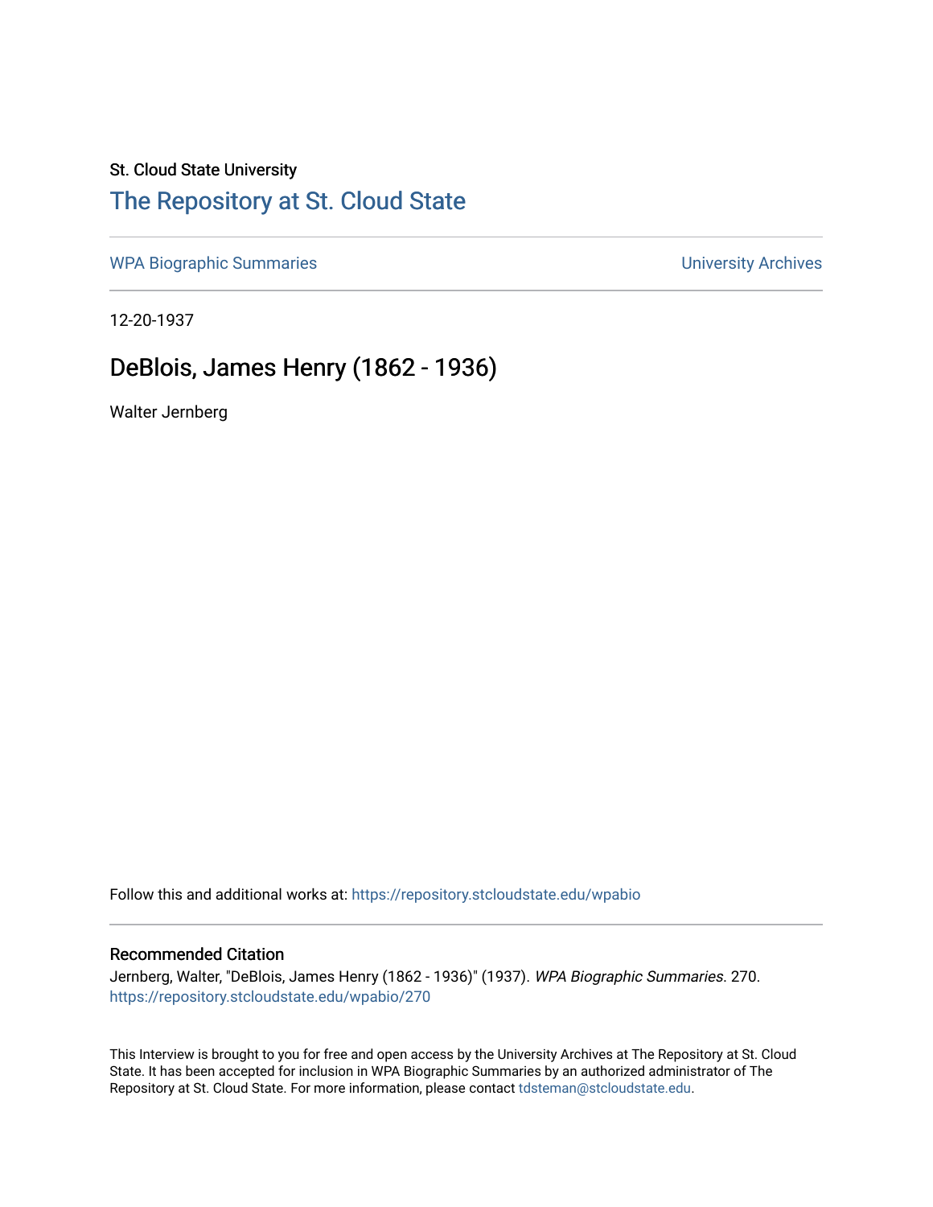St. Cloud State University

# The Repository at St. Cloud State

WPA Biographic Summaries | University Archives

12-20-1937

## DeBlois, James Henry (1862 - 1936)

Walter Jernberg

Follow this and additional works at: https://repository.stcloudstate.edu/wpabio

### Recommended Citation

Jernberg, Walter, "DeBlois, James Henry (1862 - 1936)" (1937). *WPA Biographic Summaries*. 270.
https://repository.stcloudstate.edu/wpabio/270

This Interview is brought to you for free and open access by the University Archives at The Repository at St. Cloud State. It has been accepted for inclusion in WPA Biographic Summaries by an authorized administrator of The Repository at St. Cloud State. For more information, please contact tdsteman@stcloudstate.edu.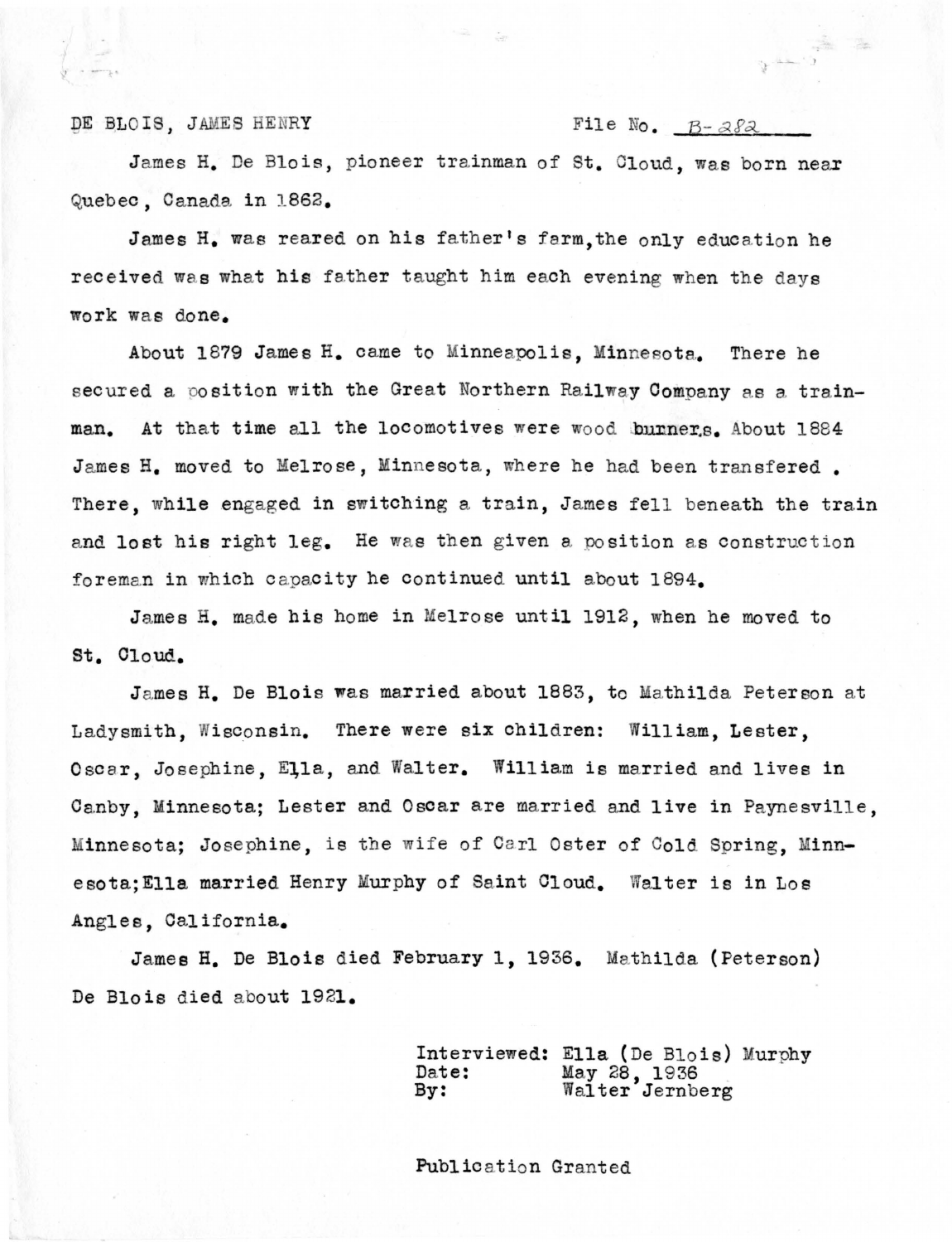DE BLOIS, JAMES HENRY File No. B-282

James H. De Blois, pioneer trainman of St. Cloud, was born near Quebec, Canada in 1862.

James H. was reared on his father's farm,the only education he received was what his father taught him each evening when the days work was done.

About 1879 James H. came to Minneapolis, Minnesota. There he secured a position with the Great Northern Railway Company as a trainman. At that time all the locomotives were wood burners. About 1884 James H. moved to Melrose, Minnesota, where he had been transfered . There, while engaged in switching a train, James fell beneath the train and lost his right leg. He was then given a position as construction foreman in which capacity he continued until about 1894.

James H. made his home in Melrose until 1912, when he moved to St. Cloud.

James H. De Blois was married about 1883, to Mathilda Peterson at Ladysmith, Wisconsin. There were six children: William, Lester, Oscar, Josephine, Ella, and Walter. William is married and lives in Canby, Minnesota; Lester and Oscar are married and live in Paynesville, Minnesota; Josephine, is the wife of Carl Oster of Cold Spring, Minnesota;Ella married Henry Murphy of Saint Cloud. Walter is in Los Angles, California.

James H. De Blois died February 1, 1936. Mathilda (Peterson) De Blois died about 1921.

Interviewed: Ella (De Blois) Murphy
Date: May 28, 1936
By: Walter Jernberg

Publication Granted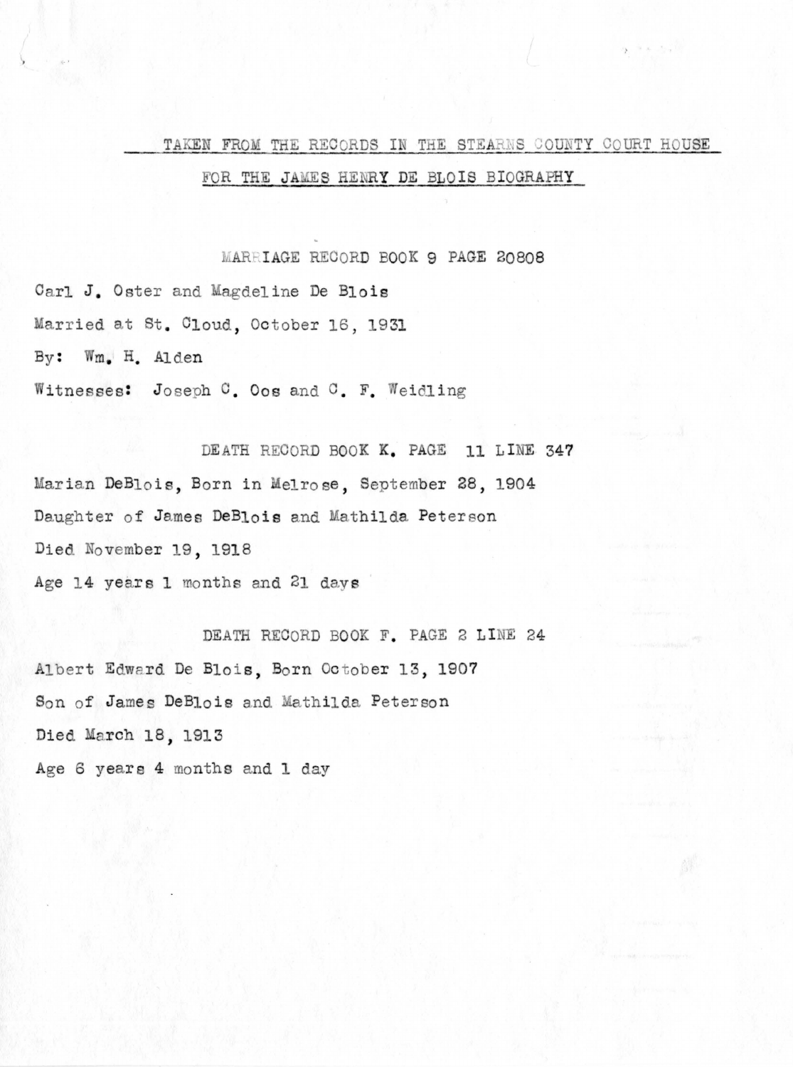# TAKEN FROM THE RECORDS IN THE STEARNS COUNTY COURT HOUSE

## FOR THE JAMES HENRY DE BLOIS BIOGRAPHY

### MARRIAGE RECORD BOOK 9 PAGE 20808

Carl J. Oster and Magdeline De Blois

Married at St. Cloud, October 16, 1931

By: Wm. H. Alden

Witnesses: Joseph C. Oos and C. F. Weidling

### DEATH RECORD BOOK K. PAGE 11 LINE 347

Marian DeBlois, Born in Melrose, September 28, 1904

Daughter of James DeBlois and Mathilda Peterson

Died November 19, 1918

Age 14 years 1 months and 21 days

### DEATH RECORD BOOK F. PAGE 2 LINE 24

Albert Edward De Blois, Born October 13, 1907

Son of James DeBlois and Mathilda Peterson

Died March 18, 1913

Age 6 years 4 months and 1 day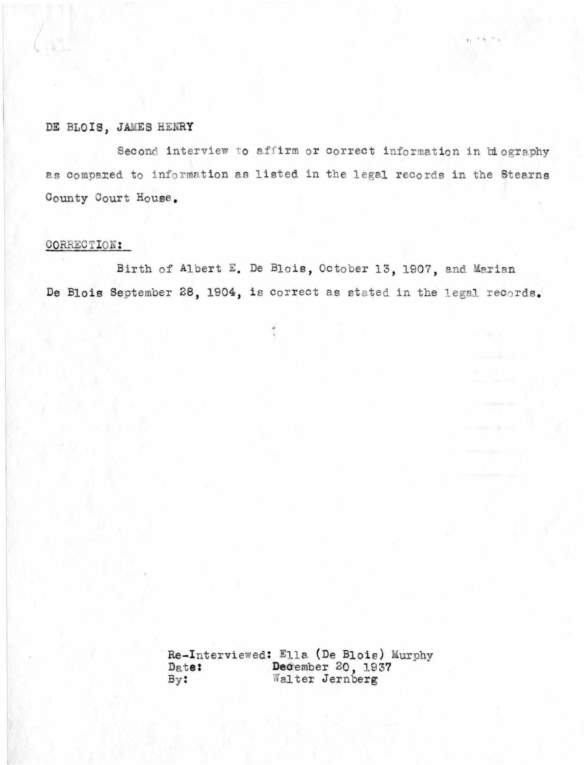DE BLOIS, JAMES HENRY

Second interview to affirm or correct information in biography as compared to information as listed in the legal records in the Stearns County Court House.

CORRECTION:

Birth of Albert E. De Blois, October 13, 1907, and Marian De Blois September 28, 1904, is correct as stated in the legal records.

Re-Interviewed: Ella (De Blois) Murphy
Date: December 20, 1937
By: Walter Jernberg